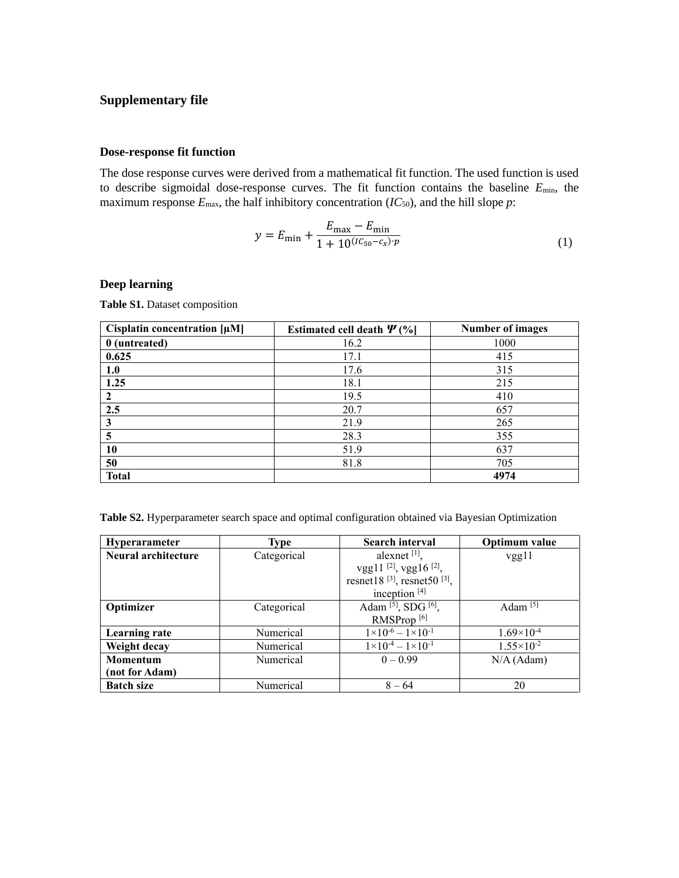# Supplementary file

## Dose-response fit function

The dose response curves were derived from a mathematical fit function. The used function is used to describe sigmoidal dose-response curves. The fit function contains the baseline $E_{\min}$, the maximum response $E_{\max}$, the half inhibitory concentration ($IC_{50}$), and the hill slope $p$:

$$y = E_{\min} + \frac{E_{\max} - E_{\min}}{1 + 10^{(IC_{50} - c_x)\cdot p}} \tag{1}$$

## Deep learning

**Table S1.** Dataset composition

| Cisplatin concentration [µM] | Estimated cell death $\Psi$ (%) | Number of images |
|---|---|---|
| **0 (untreated)** | 16.2 | 1000 |
| **0.625** | 17.1 | 415 |
| **1.0** | 17.6 | 315 |
| **1.25** | 18.1 | 215 |
| **2** | 19.5 | 410 |
| **2.5** | 20.7 | 657 |
| **3** | 21.9 | 265 |
| **5** | 28.3 | 355 |
| **10** | 51.9 | 637 |
| **50** | 81.8 | 705 |
| **Total** | | **4974** |

**Table S2.** Hyperparameter search space and optimal configuration obtained via Bayesian Optimization

| Hyperarameter | Type | Search interval | Optimum value |
|---|---|---|---|
| **Neural architecture** | Categorical | alexnet [1], vgg11 [2], vgg16 [2], resnet18 [3], resnet50 [3], inception [4] | vgg11 |
| **Optimizer** | Categorical | Adam [5], SDG [6], RMSProp [6] | Adam [5] |
| **Learning rate** | Numerical | $1\times10^{-6} – 1\times10^{-1}$ | $1.69\times10^{-4}$ |
| **Weight decay** | Numerical | $1\times10^{-4} – 1\times10^{-1}$ | $1.55\times10^{-2}$ |
| **Momentum (not for Adam)** | Numerical | 0 – 0.99 | N/A (Adam) |
| **Batch size** | Numerical | 8 – 64 | 20 |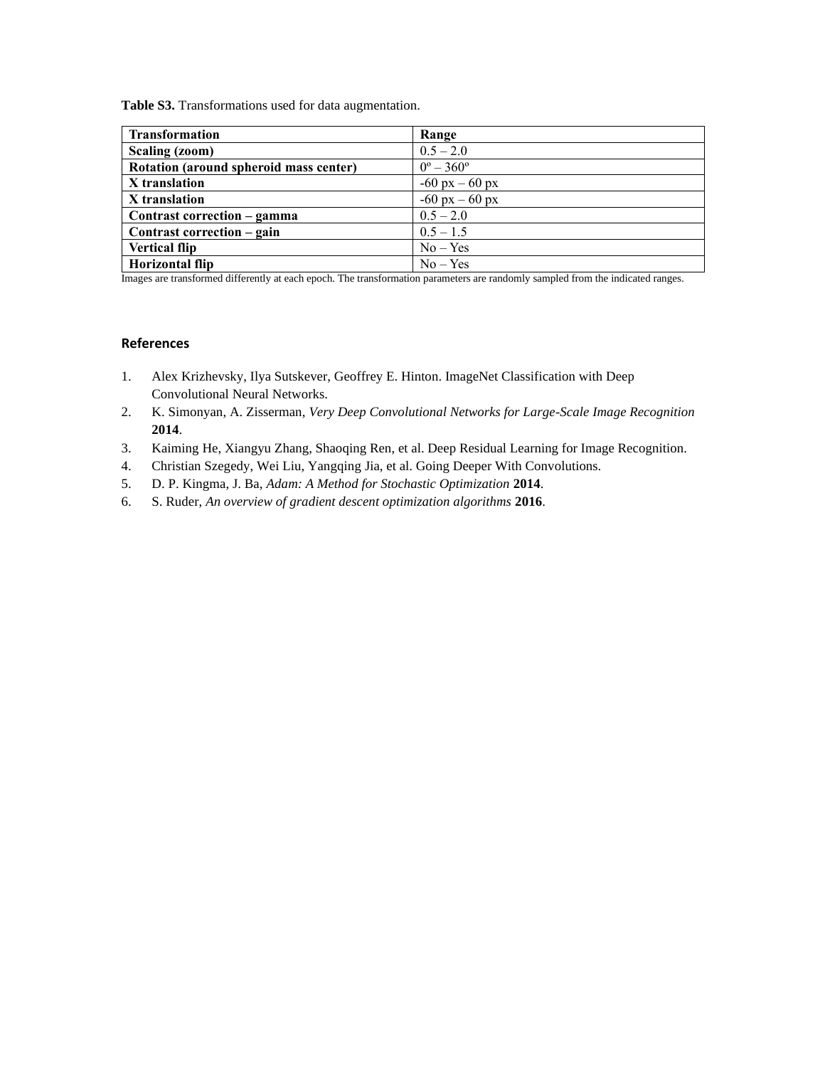**Table S3.** Transformations used for data augmentation.

| Transformation | Range |
|---|---|
| **Scaling (zoom)** | 0.5 – 2.0 |
| **Rotation (around spheroid mass center)** | 0º – 360º |
| **X translation** | -60 px – 60 px |
| **X translation** | -60 px – 60 px |
| **Contrast correction – gamma** | 0.5 – 2.0 |
| **Contrast correction – gain** | 0.5 – 1.5 |
| **Vertical flip** | No – Yes |
| **Horizontal flip** | No – Yes |

Images are transformed differently at each epoch. The transformation parameters are randomly sampled from the indicated ranges.

## References

1. Alex Krizhevsky, Ilya Sutskever, Geoffrey E. Hinton. ImageNet Classification with Deep Convolutional Neural Networks.
2. K. Simonyan, A. Zisserman, *Very Deep Convolutional Networks for Large-Scale Image Recognition* **2014**.
3. Kaiming He, Xiangyu Zhang, Shaoqing Ren, et al. Deep Residual Learning for Image Recognition.
4. Christian Szegedy, Wei Liu, Yangqing Jia, et al. Going Deeper With Convolutions.
5. D. P. Kingma, J. Ba, *Adam: A Method for Stochastic Optimization* **2014**.
6. S. Ruder, *An overview of gradient descent optimization algorithms* **2016**.